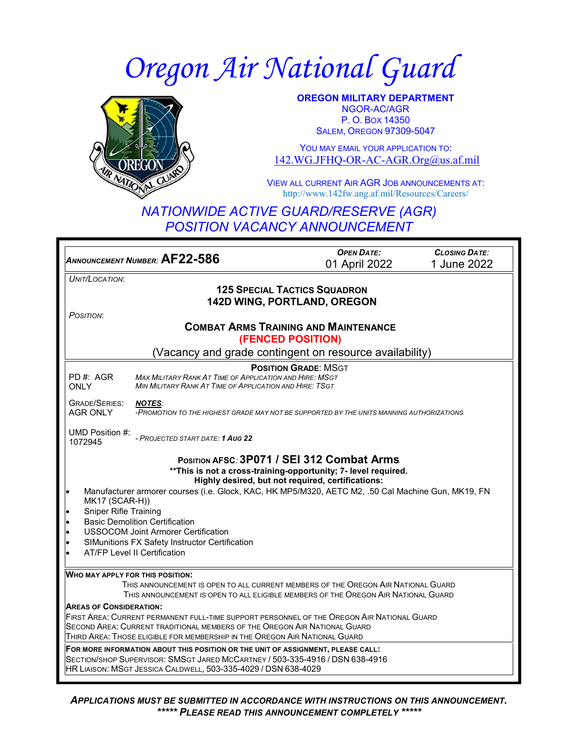# Oregon Air National Guard

**OREGON MILITARY DEPARTMENT**
NGOR-AC/AGR
P. O. BOX 14350
SALEM, OREGON 97309-5047

YOU MAY EMAIL YOUR APPLICATION TO:
142.WG.JFHQ-OR-AC-AGR.Org@us.af.mil

VIEW ALL CURRENT AIR AGR JOB ANNOUNCEMENTS AT:
http://www.142fw.ang.af.mil/Resources/Careers/

## *NATIONWIDE ACTIVE GUARD/RESERVE (AGR) POSITION VACANCY ANNOUNCEMENT*

| *ANNOUNCEMENT NUMBER:* **AF22-586** | *OPEN DATE:* 01 April 2022 | *CLOSING DATE:* 1 June 2022 |
|---|---|---|

*UNIT/LOCATION:*

**125 SPECIAL TACTICS SQUADRON**
**142D WING, PORTLAND, OREGON**

*POSITION:*

**COMBAT ARMS TRAINING AND MAINTENANCE**
**(FENCED POSITION)**
(Vacancy and grade contingent on resource availability)

**POSITION GRADE**: MSGT

PD #: AGR ONLY — *MAX MILITARY RANK AT TIME OF APPLICATION AND HIRE: MSGT*
*MIN MILITARY RANK AT TIME OF APPLICATION AND HIRE: TSGT*

GRADE/SERIES: AGR ONLY — ***NOTES***:
*-PROMOTION TO THE HIGHEST GRADE MAY NOT BE SUPPORTED BY THE UNITS MANNING AUTHORIZATIONS*

UMD Position #: 1072945 — *- PROJECTED START DATE:* ***1 AUG 22***

**POSITION AFSC: 3P071 / SEI 312 Combat Arms**
**\*\*This is not a cross-training-opportunity; 7- level required.**
**Highly desired, but not required, certifications:**

- Manufacturer armorer courses (i.e. Glock, KAC, HK MP5/M320, AETC M2, .50 Cal Machine Gun, MK19, FN MK17 (SCAR-H))
- Sniper Rifle Training
- Basic Demolition Certification
- USSOCOM Joint Armorer Certification
- SIMunitions FX Safety Instructor Certification
- AT/FP Level II Certification

**WHO MAY APPLY FOR THIS POSITION:**
THIS ANNOUNCEMENT IS OPEN TO ALL CURRENT MEMBERS OF THE OREGON AIR NATIONAL GUARD
THIS ANNOUNCEMENT IS OPEN TO ALL ELIGIBLE MEMBERS OF THE OREGON AIR NATIONAL GUARD

**AREAS OF CONSIDERATION:**
FIRST AREA: CURRENT PERMANENT FULL-TIME SUPPORT PERSONNEL OF THE OREGON AIR NATIONAL GUARD
SECOND AREA: CURRENT TRADITIONAL MEMBERS OF THE OREGON AIR NATIONAL GUARD
THIRD AREA: THOSE ELIGIBLE FOR MEMBERSHIP IN THE OREGON AIR NATIONAL GUARD

**FOR MORE INFORMATION ABOUT THIS POSITION OR THE UNIT OF ASSIGNMENT, PLEASE CALL:**
SECTION/SHOP SUPERVISOR: SMSGT JARED MCCARTNEY / 503-335-4916 / DSN 638-4916
HR LIAISON: MSGT JESSICA CALDWELL, 503-335-4029 / DSN 638-4029

***APPLICATIONS MUST BE SUBMITTED IN ACCORDANCE WITH INSTRUCTIONS ON THIS ANNOUNCEMENT.***
***\*\*\*\*\* PLEASE READ THIS ANNOUNCEMENT COMPLETELY \*\*\*\*\****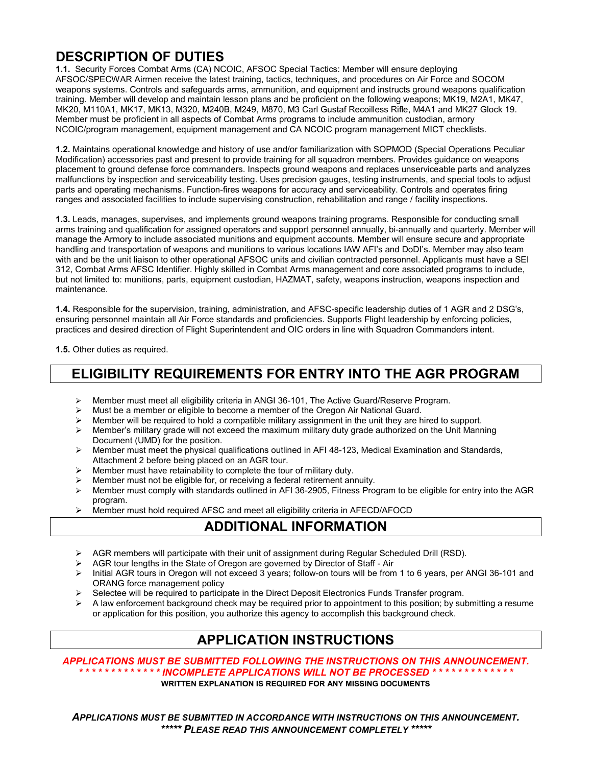# DESCRIPTION OF DUTIES

**1.1.** Security Forces Combat Arms (CA) NCOIC, AFSOC Special Tactics: Member will ensure deploying AFSOC/SPECWAR Airmen receive the latest training, tactics, techniques, and procedures on Air Force and SOCOM weapons systems. Controls and safeguards arms, ammunition, and equipment and instructs ground weapons qualification training. Member will develop and maintain lesson plans and be proficient on the following weapons; MK19, M2A1, MK47, MK20, M110A1, MK17, MK13, M320, M240B, M249, M870, M3 Carl Gustaf Recoilless Rifle, M4A1 and MK27 Glock 19. Member must be proficient in all aspects of Combat Arms programs to include ammunition custodian, armory NCOIC/program management, equipment management and CA NCOIC program management MICT checklists.

**1.2.** Maintains operational knowledge and history of use and/or familiarization with SOPMOD (Special Operations Peculiar Modification) accessories past and present to provide training for all squadron members. Provides guidance on weapons placement to ground defense force commanders. Inspects ground weapons and replaces unserviceable parts and analyzes malfunctions by inspection and serviceability testing. Uses precision gauges, testing instruments, and special tools to adjust parts and operating mechanisms. Function-fires weapons for accuracy and serviceability. Controls and operates firing ranges and associated facilities to include supervising construction, rehabilitation and range / facility inspections.

**1.3.** Leads, manages, supervises, and implements ground weapons training programs. Responsible for conducting small arms training and qualification for assigned operators and support personnel annually, bi-annually and quarterly. Member will manage the Armory to include associated munitions and equipment accounts. Member will ensure secure and appropriate handling and transportation of weapons and munitions to various locations IAW AFI's and DoDI's. Member may also team with and be the unit liaison to other operational AFSOC units and civilian contracted personnel. Applicants must have a SEI 312, Combat Arms AFSC Identifier. Highly skilled in Combat Arms management and core associated programs to include, but not limited to: munitions, parts, equipment custodian, HAZMAT, safety, weapons instruction, weapons inspection and maintenance.

**1.4.** Responsible for the supervision, training, administration, and AFSC-specific leadership duties of 1 AGR and 2 DSG's, ensuring personnel maintain all Air Force standards and proficiencies. Supports Flight leadership by enforcing policies, practices and desired direction of Flight Superintendent and OIC orders in line with Squadron Commanders intent.

**1.5.** Other duties as required.

## ELIGIBILITY REQUIREMENTS FOR ENTRY INTO THE AGR PROGRAM

- Member must meet all eligibility criteria in ANGI 36-101, The Active Guard/Reserve Program.
- Must be a member or eligible to become a member of the Oregon Air National Guard.
- Member will be required to hold a compatible military assignment in the unit they are hired to support.
- Member's military grade will not exceed the maximum military duty grade authorized on the Unit Manning Document (UMD) for the position.
- Member must meet the physical qualifications outlined in AFI 48-123, Medical Examination and Standards, Attachment 2 before being placed on an AGR tour.
- Member must have retainability to complete the tour of military duty.
- Member must not be eligible for, or receiving a federal retirement annuity.
- Member must comply with standards outlined in AFI 36-2905, Fitness Program to be eligible for entry into the AGR program.
- Member must hold required AFSC and meet all eligibility criteria in AFECD/AFOCD

## ADDITIONAL INFORMATION

- AGR members will participate with their unit of assignment during Regular Scheduled Drill (RSD).
- AGR tour lengths in the State of Oregon are governed by Director of Staff - Air
- Initial AGR tours in Oregon will not exceed 3 years; follow-on tours will be from 1 to 6 years, per ANGI 36-101 and ORANG force management policy
- Selectee will be required to participate in the Direct Deposit Electronics Funds Transfer program.
- A law enforcement background check may be required prior to appointment to this position; by submitting a resume or application for this position, you authorize this agency to accomplish this background check.

## APPLICATION INSTRUCTIONS

***APPLICATIONS MUST BE SUBMITTED FOLLOWING THE INSTRUCTIONS ON THIS ANNOUNCEMENT.***

***\* \* \* \* \* \* \* \* \* \* \* \* \* INCOMPLETE APPLICATIONS WILL NOT BE PROCESSED \* \* \* \* \* \* \* \* \* \* \* \* \****

**WRITTEN EXPLANATION IS REQUIRED FOR ANY MISSING DOCUMENTS**

***APPLICATIONS MUST BE SUBMITTED IN ACCORDANCE WITH INSTRUCTIONS ON THIS ANNOUNCEMENT.***

***\*\*\*\*\* PLEASE READ THIS ANNOUNCEMENT COMPLETELY \*\*\*\*\****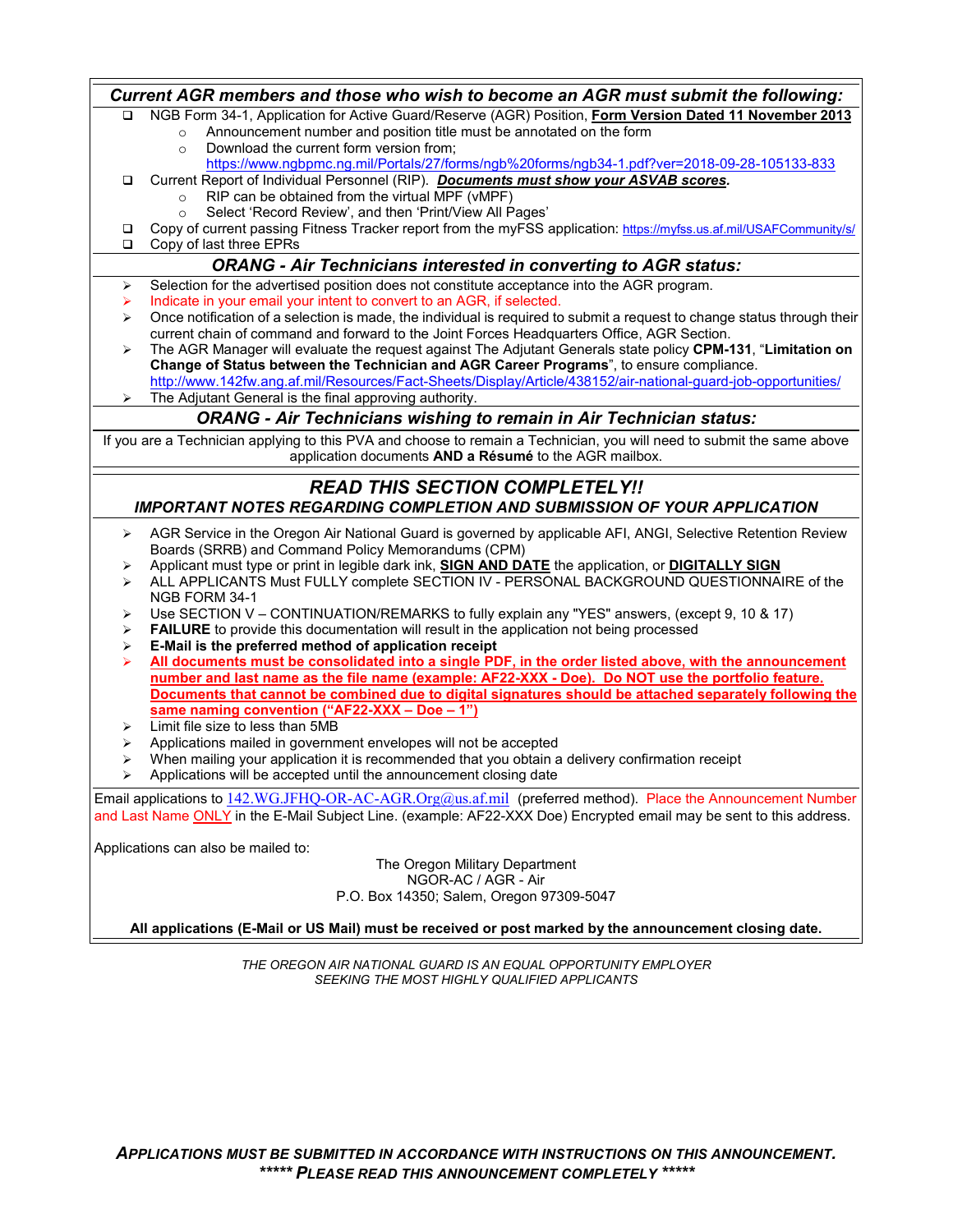## *Current AGR members and those who wish to become an AGR must submit the following:*

- NGB Form 34-1, Application for Active Guard/Reserve (AGR) Position, **Form Version Dated 11 November 2013**
  - Announcement number and position title must be annotated on the form
  - Download the current form version from; https://www.ngbpmc.ng.mil/Portals/27/forms/ngb%20forms/ngb34-1.pdf?ver=2018-09-28-105133-833
- Current Report of Individual Personnel (RIP). ***Documents must show your ASVAB scores***.
  - RIP can be obtained from the virtual MPF (vMPF)
  - Select 'Record Review', and then 'Print/View All Pages'
- Copy of current passing Fitness Tracker report from the myFSS application: https://myfss.us.af.mil/USAFCommunity/s/
- Copy of last three EPRs

## *ORANG - Air Technicians interested in converting to AGR status:*

- Selection for the advertised position does not constitute acceptance into the AGR program.
- Indicate in your email your intent to convert to an AGR, if selected.
- Once notification of a selection is made, the individual is required to submit a request to change status through their current chain of command and forward to the Joint Forces Headquarters Office, AGR Section.
- The AGR Manager will evaluate the request against The Adjutant Generals state policy **CPM-131**, "**Limitation on Change of Status between the Technician and AGR Career Programs**", to ensure compliance. http://www.142fw.ang.af.mil/Resources/Fact-Sheets/Display/Article/438152/air-national-guard-job-opportunities/
- The Adjutant General is the final approving authority.

## *ORANG - Air Technicians wishing to remain in Air Technician status:*

If you are a Technician applying to this PVA and choose to remain a Technician, you will need to submit the same above application documents **AND a Résumé** to the AGR mailbox.

## *READ THIS SECTION COMPLETELY!!*

### *IMPORTANT NOTES REGARDING COMPLETION AND SUBMISSION OF YOUR APPLICATION*

- AGR Service in the Oregon Air National Guard is governed by applicable AFI, ANGI, Selective Retention Review Boards (SRRB) and Command Policy Memorandums (CPM)
- Applicant must type or print in legible dark ink, **SIGN AND DATE** the application, or **DIGITALLY SIGN**
- ALL APPLICANTS Must FULLY complete SECTION IV - PERSONAL BACKGROUND QUESTIONNAIRE of the NGB FORM 34-1
- Use SECTION V – CONTINUATION/REMARKS to fully explain any "YES" answers, (except 9, 10 & 17)
- **FAILURE** to provide this documentation will result in the application not being processed
- **E-Mail is the preferred method of application receipt**
- **All documents must be consolidated into a single PDF, in the order listed above, with the announcement number and last name as the file name (example: AF22-XXX - Doe). Do NOT use the portfolio feature. Documents that cannot be combined due to digital signatures should be attached separately following the same naming convention ("AF22-XXX – Doe – 1")**
- Limit file size to less than 5MB
- Applications mailed in government envelopes will not be accepted
- When mailing your application it is recommended that you obtain a delivery confirmation receipt
- Applications will be accepted until the announcement closing date

Email applications to 142.WG.JFHQ-OR-AC-AGR.Org@us.af.mil (preferred method). Place the Announcement Number and Last Name ONLY in the E-Mail Subject Line. (example: AF22-XXX Doe) Encrypted email may be sent to this address.

Applications can also be mailed to:

The Oregon Military Department
NGOR-AC / AGR - Air
P.O. Box 14350; Salem, Oregon 97309-5047

**All applications (E-Mail or US Mail) must be received or post marked by the announcement closing date.**

*THE OREGON AIR NATIONAL GUARD IS AN EQUAL OPPORTUNITY EMPLOYER*
*SEEKING THE MOST HIGHLY QUALIFIED APPLICANTS*

***APPLICATIONS MUST BE SUBMITTED IN ACCORDANCE WITH INSTRUCTIONS ON THIS ANNOUNCEMENT.***
***\*\*\*\*\* PLEASE READ THIS ANNOUNCEMENT COMPLETELY \*\*\*\*\****